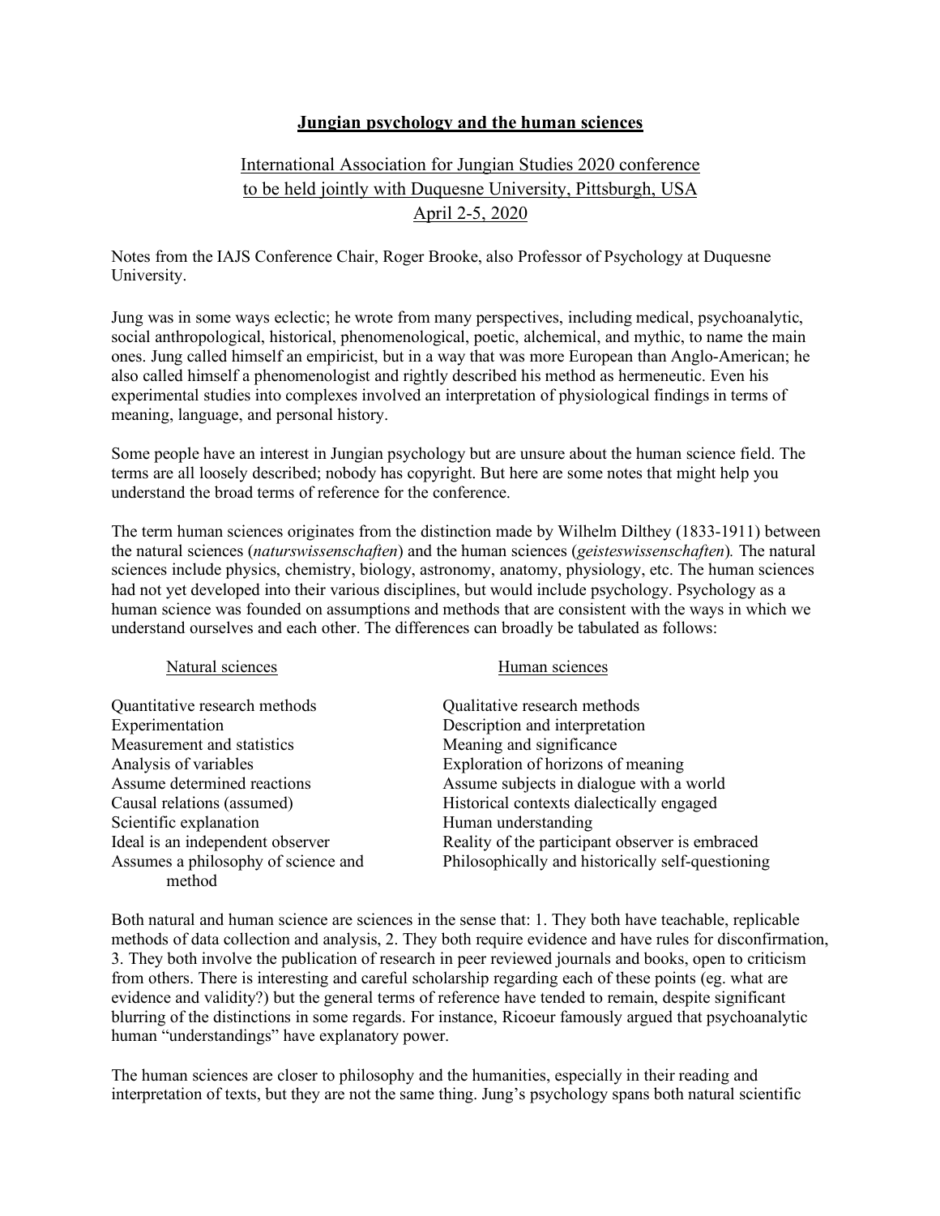# Jungian psychology and the human sciences

## International Association for Jungian Studies 2020 conference to be held jointly with Duquesne University, Pittsburgh, USA April 2-5, 2020

Notes from the IAJS Conference Chair, Roger Brooke, also Professor of Psychology at Duquesne University.

Jung was in some ways eclectic; he wrote from many perspectives, including medical, psychoanalytic, social anthropological, historical, phenomenological, poetic, alchemical, and mythic, to name the main ones. Jung called himself an empiricist, but in a way that was more European than Anglo-American; he also called himself a phenomenologist and rightly described his method as hermeneutic. Even his experimental studies into complexes involved an interpretation of physiological findings in terms of meaning, language, and personal history.

Some people have an interest in Jungian psychology but are unsure about the human science field. The terms are all loosely described; nobody has copyright. But here are some notes that might help you understand the broad terms of reference for the conference.

The term human sciences originates from the distinction made by Wilhelm Dilthey (1833-1911) between the natural sciences (*naturswissenschaften*) and the human sciences (*geisteswissenschaften*). The natural sciences include physics, chemistry, biology, astronomy, anatomy, physiology, etc. The human sciences had not yet developed into their various disciplines, but would include psychology. Psychology as a human science was founded on assumptions and methods that are consistent with the ways in which we understand ourselves and each other. The differences can broadly be tabulated as follows:

| Natural sciences | Human sciences |
|---|---|
| Quantitative research methods | Qualitative research methods |
| Experimentation | Description and interpretation |
| Measurement and statistics | Meaning and significance |
| Analysis of variables | Exploration of horizons of meaning |
| Assume determined reactions | Assume subjects in dialogue with a world |
| Causal relations (assumed) | Historical contexts dialectically engaged |
| Scientific explanation | Human understanding |
| Ideal is an independent observer | Reality of the participant observer is embraced |
| Assumes a philosophy of science and method | Philosophically and historically self-questioning |

Both natural and human science are sciences in the sense that: 1. They both have teachable, replicable methods of data collection and analysis, 2. They both require evidence and have rules for disconfirmation, 3. They both involve the publication of research in peer reviewed journals and books, open to criticism from others. There is interesting and careful scholarship regarding each of these points (eg. what are evidence and validity?) but the general terms of reference have tended to remain, despite significant blurring of the distinctions in some regards. For instance, Ricoeur famously argued that psychoanalytic human "understandings" have explanatory power.

The human sciences are closer to philosophy and the humanities, especially in their reading and interpretation of texts, but they are not the same thing. Jung's psychology spans both natural scientific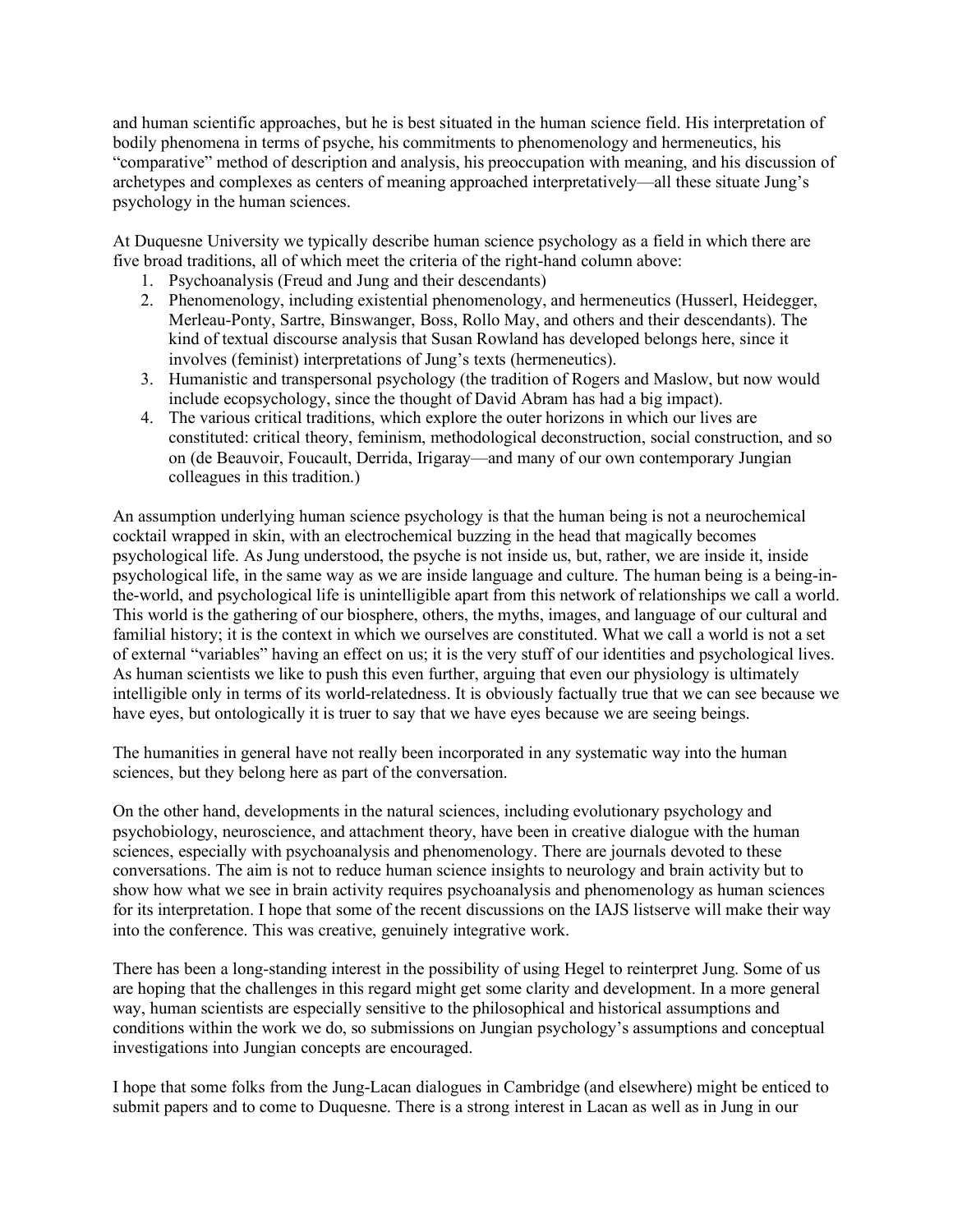and human scientific approaches, but he is best situated in the human science field. His interpretation of bodily phenomena in terms of psyche, his commitments to phenomenology and hermeneutics, his "comparative" method of description and analysis, his preoccupation with meaning, and his discussion of archetypes and complexes as centers of meaning approached interpretatively—all these situate Jung's psychology in the human sciences.

At Duquesne University we typically describe human science psychology as a field in which there are five broad traditions, all of which meet the criteria of the right-hand column above:

1. Psychoanalysis (Freud and Jung and their descendants)
2. Phenomenology, including existential phenomenology, and hermeneutics (Husserl, Heidegger, Merleau-Ponty, Sartre, Binswanger, Boss, Rollo May, and others and their descendants). The kind of textual discourse analysis that Susan Rowland has developed belongs here, since it involves (feminist) interpretations of Jung's texts (hermeneutics).
3. Humanistic and transpersonal psychology (the tradition of Rogers and Maslow, but now would include ecopsychology, since the thought of David Abram has had a big impact).
4. The various critical traditions, which explore the outer horizons in which our lives are constituted: critical theory, feminism, methodological deconstruction, social construction, and so on (de Beauvoir, Foucault, Derrida, Irigaray—and many of our own contemporary Jungian colleagues in this tradition.)

An assumption underlying human science psychology is that the human being is not a neurochemical cocktail wrapped in skin, with an electrochemical buzzing in the head that magically becomes psychological life. As Jung understood, the psyche is not inside us, but, rather, we are inside it, inside psychological life, in the same way as we are inside language and culture. The human being is a being-in-the-world, and psychological life is unintelligible apart from this network of relationships we call a world. This world is the gathering of our biosphere, others, the myths, images, and language of our cultural and familial history; it is the context in which we ourselves are constituted. What we call a world is not a set of external "variables" having an effect on us; it is the very stuff of our identities and psychological lives. As human scientists we like to push this even further, arguing that even our physiology is ultimately intelligible only in terms of its world-relatedness. It is obviously factually true that we can see because we have eyes, but ontologically it is truer to say that we have eyes because we are seeing beings.

The humanities in general have not really been incorporated in any systematic way into the human sciences, but they belong here as part of the conversation.

On the other hand, developments in the natural sciences, including evolutionary psychology and psychobiology, neuroscience, and attachment theory, have been in creative dialogue with the human sciences, especially with psychoanalysis and phenomenology. There are journals devoted to these conversations. The aim is not to reduce human science insights to neurology and brain activity but to show how what we see in brain activity requires psychoanalysis and phenomenology as human sciences for its interpretation. I hope that some of the recent discussions on the IAJS listserve will make their way into the conference. This was creative, genuinely integrative work.

There has been a long-standing interest in the possibility of using Hegel to reinterpret Jung. Some of us are hoping that the challenges in this regard might get some clarity and development. In a more general way, human scientists are especially sensitive to the philosophical and historical assumptions and conditions within the work we do, so submissions on Jungian psychology's assumptions and conceptual investigations into Jungian concepts are encouraged.

I hope that some folks from the Jung-Lacan dialogues in Cambridge (and elsewhere) might be enticed to submit papers and to come to Duquesne. There is a strong interest in Lacan as well as in Jung in our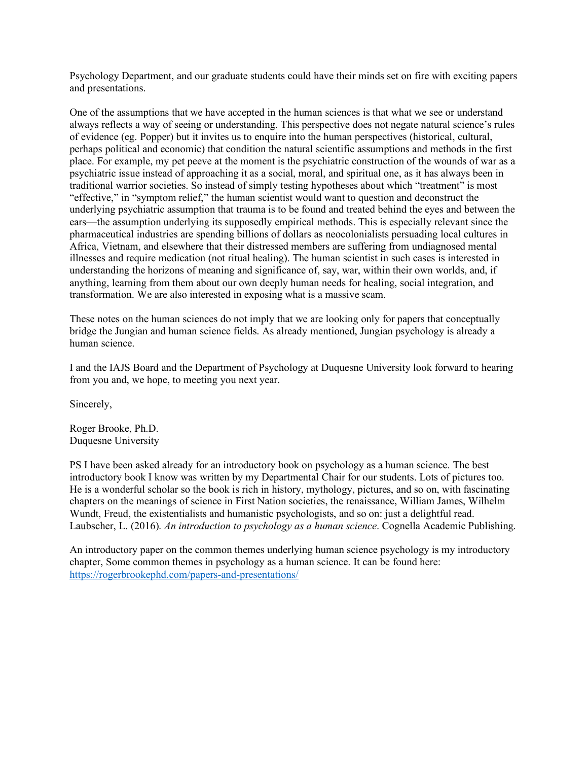Psychology Department, and our graduate students could have their minds set on fire with exciting papers and presentations.

One of the assumptions that we have accepted in the human sciences is that what we see or understand always reflects a way of seeing or understanding. This perspective does not negate natural science's rules of evidence (eg. Popper) but it invites us to enquire into the human perspectives (historical, cultural, perhaps political and economic) that condition the natural scientific assumptions and methods in the first place. For example, my pet peeve at the moment is the psychiatric construction of the wounds of war as a psychiatric issue instead of approaching it as a social, moral, and spiritual one, as it has always been in traditional warrior societies. So instead of simply testing hypotheses about which "treatment" is most "effective," in "symptom relief," the human scientist would want to question and deconstruct the underlying psychiatric assumption that trauma is to be found and treated behind the eyes and between the ears—the assumption underlying its supposedly empirical methods. This is especially relevant since the pharmaceutical industries are spending billions of dollars as neocolonialists persuading local cultures in Africa, Vietnam, and elsewhere that their distressed members are suffering from undiagnosed mental illnesses and require medication (not ritual healing). The human scientist in such cases is interested in understanding the horizons of meaning and significance of, say, war, within their own worlds, and, if anything, learning from them about our own deeply human needs for healing, social integration, and transformation. We are also interested in exposing what is a massive scam.

These notes on the human sciences do not imply that we are looking only for papers that conceptually bridge the Jungian and human science fields. As already mentioned, Jungian psychology is already a human science.

I and the IAJS Board and the Department of Psychology at Duquesne University look forward to hearing from you and, we hope, to meeting you next year.

Sincerely,

Roger Brooke, Ph.D.
Duquesne University

PS I have been asked already for an introductory book on psychology as a human science. The best introductory book I know was written by my Departmental Chair for our students. Lots of pictures too. He is a wonderful scholar so the book is rich in history, mythology, pictures, and so on, with fascinating chapters on the meanings of science in First Nation societies, the renaissance, William James, Wilhelm Wundt, Freud, the existentialists and humanistic psychologists, and so on: just a delightful read. Laubscher, L. (2016). *An introduction to psychology as a human science*. Cognella Academic Publishing.

An introductory paper on the common themes underlying human science psychology is my introductory chapter, Some common themes in psychology as a human science. It can be found here: [https://rogerbrookephd.com/papers-and-presentations/](https://rogerbrookephd.com/papers-and-presentations/)